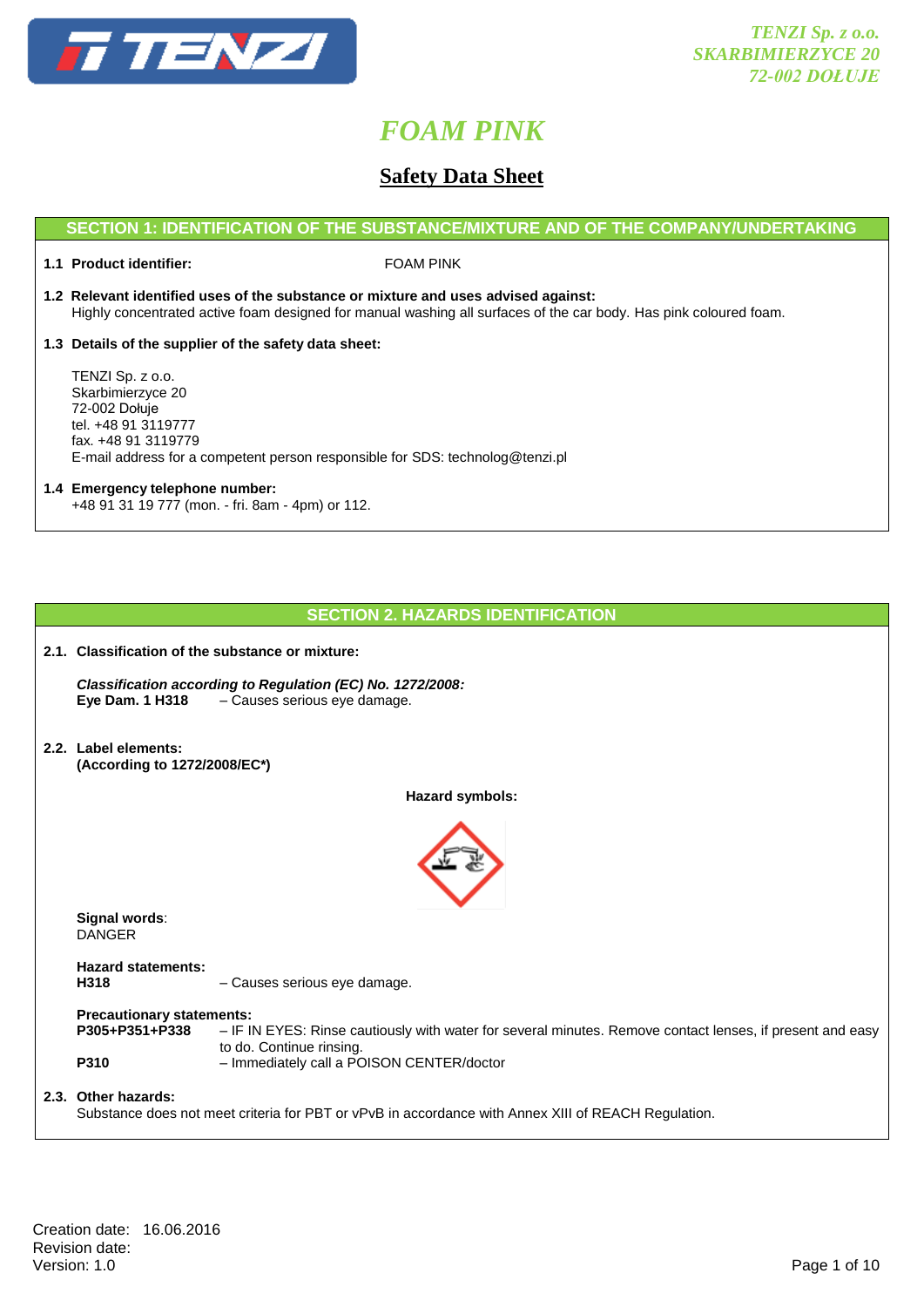TENZI Sp. z o.o.
SKARBIMIERZYCE 20
72-002 DOŁUJE

# FOAM PINK

## Safety Data Sheet

### SECTION 1: IDENTIFICATION OF THE SUBSTANCE/MIXTURE AND OF THE COMPANY/UNDERTAKING

**1.1 Product identifier:** FOAM PINK

**1.2 Relevant identified uses of the substance or mixture and uses advised against:**
Highly concentrated active foam designed for manual washing all surfaces of the car body. Has pink coloured foam.

**1.3 Details of the supplier of the safety data sheet:**

TENZI Sp. z o.o.
Skarbimierzyce 20
72-002 Dołuje
tel. +48 91 3119777
fax. +48 91 3119779
E-mail address for a competent person responsible for SDS: technolog@tenzi.pl

**1.4 Emergency telephone number:**
+48 91 31 19 777 (mon. - fri. 8am - 4pm) or 112.

### SECTION 2. HAZARDS IDENTIFICATION

**2.1. Classification of the substance or mixture:**

***Classification according to Regulation (EC) No. 1272/2008:***
**Eye Dam. 1 H318** – Causes serious eye damage.

**2.2. Label elements:**
**(According to 1272/2008/EC\*)**

**Hazard symbols:**

**Signal words**:
DANGER

**Hazard statements:**
**H318** – Causes serious eye damage.

**Precautionary statements:**
**P305+P351+P338** – IF IN EYES: Rinse cautiously with water for several minutes. Remove contact lenses, if present and easy to do. Continue rinsing.
**P310** – Immediately call a POISON CENTER/doctor

**2.3. Other hazards:**
Substance does not meet criteria for PBT or vPvB in accordance with Annex XIII of REACH Regulation.

Creation date: 16.06.2016
Revision date:
Version: 1.0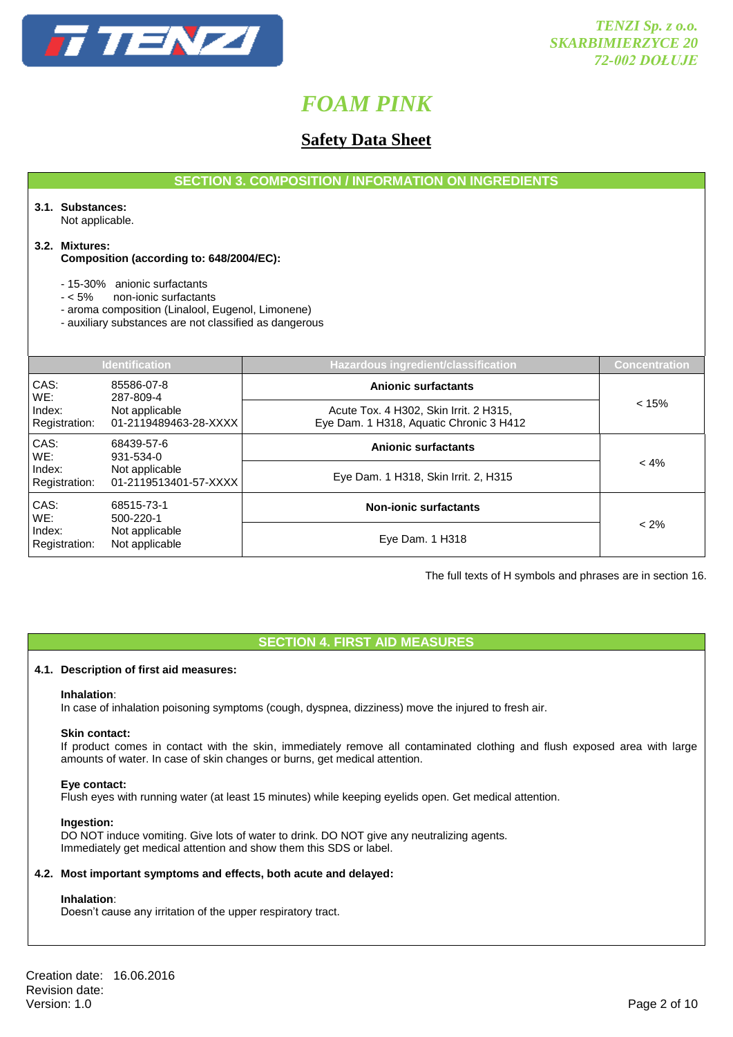## SECTION 3. COMPOSITION / INFORMATION ON INGREDIENTS

**3.1. Substances:**
Not applicable.

**3.2. Mixtures:**
**Composition (according to: 648/2004/EC):**

- 15-30% anionic surfactants
- < 5% non-ionic surfactants
- aroma composition (Linalool, Eugenol, Limonene)
- auxiliary substances are not classified as dangerous

| Identification | | Hazardous ingredient/classification | Concentration |
|---|---|---|---|
| CAS:<br>WE:<br>Index:<br>Registration: | 85586-07-8<br>287-809-4<br>Not applicable<br>01-2119489463-28-XXXX | **Anionic surfactants**<br>Acute Tox. 4 H302, Skin Irrit. 2 H315,<br>Eye Dam. 1 H318, Aquatic Chronic 3 H412 | < 15% |
| CAS:<br>WE:<br>Index:<br>Registration: | 68439-57-6<br>931-534-0<br>Not applicable<br>01-2119513401-57-XXXX | **Anionic surfactants**<br>Eye Dam. 1 H318, Skin Irrit. 2, H315 | < 4% |
| CAS:<br>WE:<br>Index:<br>Registration: | 68515-73-1<br>500-220-1<br>Not applicable<br>Not applicable | **Non-ionic surfactants**<br>Eye Dam. 1 H318 | < 2% |

The full texts of H symbols and phrases are in section 16.

## SECTION 4. FIRST AID MEASURES

**4.1. Description of first aid measures:**

**Inhalation**:
In case of inhalation poisoning symptoms (cough, dyspnea, dizziness) move the injured to fresh air.

**Skin contact:**
If product comes in contact with the skin, immediately remove all contaminated clothing and flush exposed area with large amounts of water. In case of skin changes or burns, get medical attention.

**Eye contact:**
Flush eyes with running water (at least 15 minutes) while keeping eyelids open. Get medical attention.

**Ingestion:**
DO NOT induce vomiting. Give lots of water to drink. DO NOT give any neutralizing agents.
Immediately get medical attention and show them this SDS or label.

**4.2. Most important symptoms and effects, both acute and delayed:**

**Inhalation**:
Doesn't cause any irritation of the upper respiratory tract.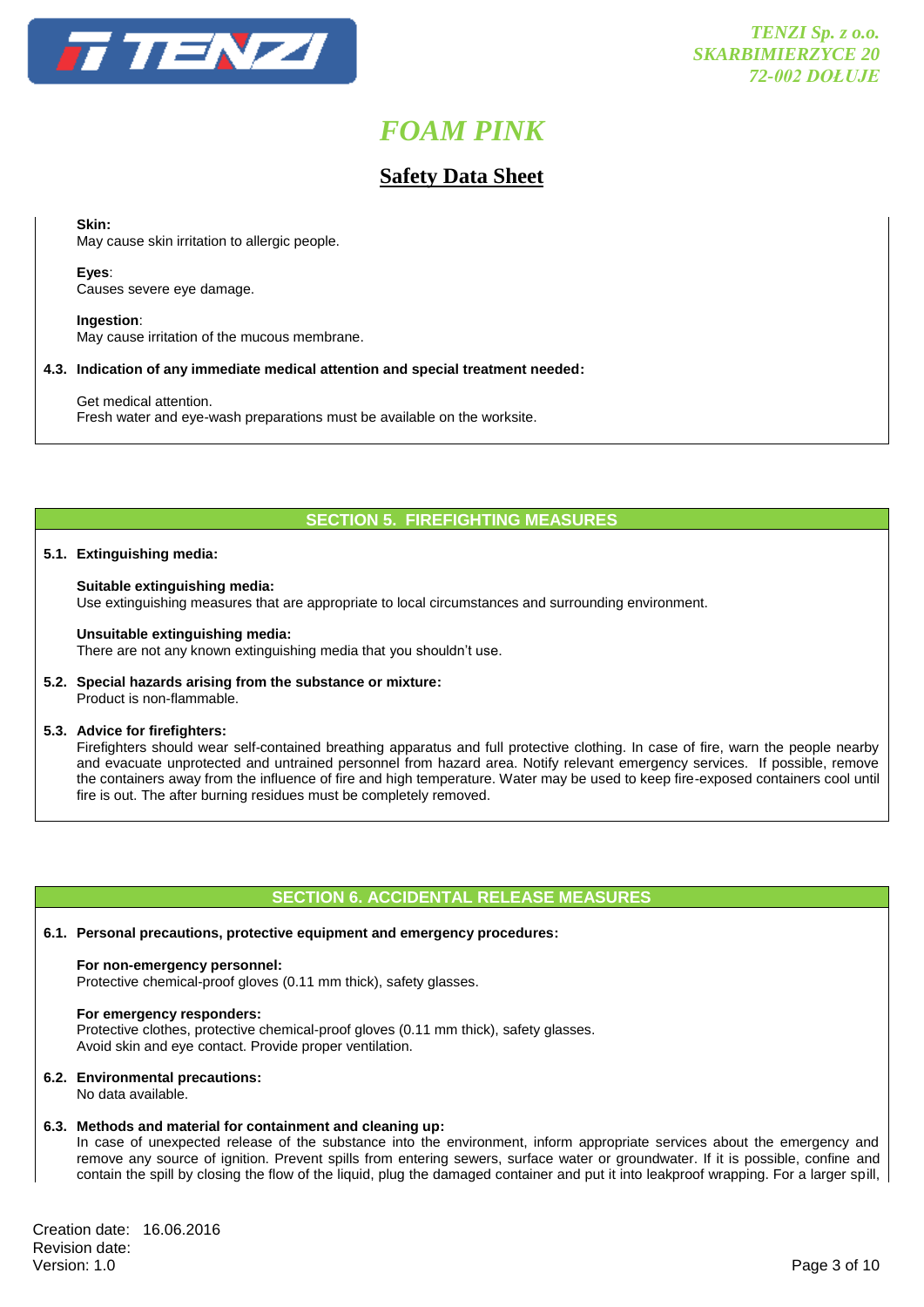**Skin:**
May cause skin irritation to allergic people.

**Eyes**:
Causes severe eye damage.

**Ingestion**:
May cause irritation of the mucous membrane.

**4.3. Indication of any immediate medical attention and special treatment needed:**

Get medical attention.
Fresh water and eye-wash preparations must be available on the worksite.

## SECTION 5. FIREFIGHTING MEASURES

**5.1. Extinguishing media:**

**Suitable extinguishing media:**
Use extinguishing measures that are appropriate to local circumstances and surrounding environment.

**Unsuitable extinguishing media:**
There are not any known extinguishing media that you shouldn't use.

**5.2. Special hazards arising from the substance or mixture:**
Product is non-flammable.

**5.3. Advice for firefighters:**
Firefighters should wear self-contained breathing apparatus and full protective clothing. In case of fire, warn the people nearby and evacuate unprotected and untrained personnel from hazard area. Notify relevant emergency services. If possible, remove the containers away from the influence of fire and high temperature. Water may be used to keep fire-exposed containers cool until fire is out. The after burning residues must be completely removed.

## SECTION 6. ACCIDENTAL RELEASE MEASURES

**6.1. Personal precautions, protective equipment and emergency procedures:**

**For non-emergency personnel:**
Protective chemical-proof gloves (0.11 mm thick), safety glasses.

**For emergency responders:**
Protective clothes, protective chemical-proof gloves (0.11 mm thick), safety glasses.
Avoid skin and eye contact. Provide proper ventilation.

**6.2. Environmental precautions:**
No data available.

**6.3. Methods and material for containment and cleaning up:**
In case of unexpected release of the substance into the environment, inform appropriate services about the emergency and remove any source of ignition. Prevent spills from entering sewers, surface water or groundwater. If it is possible, confine and contain the spill by closing the flow of the liquid, plug the damaged container and put it into leakproof wrapping. For a larger spill,

Creation date: 16.06.2016
Revision date:
Version: 1.0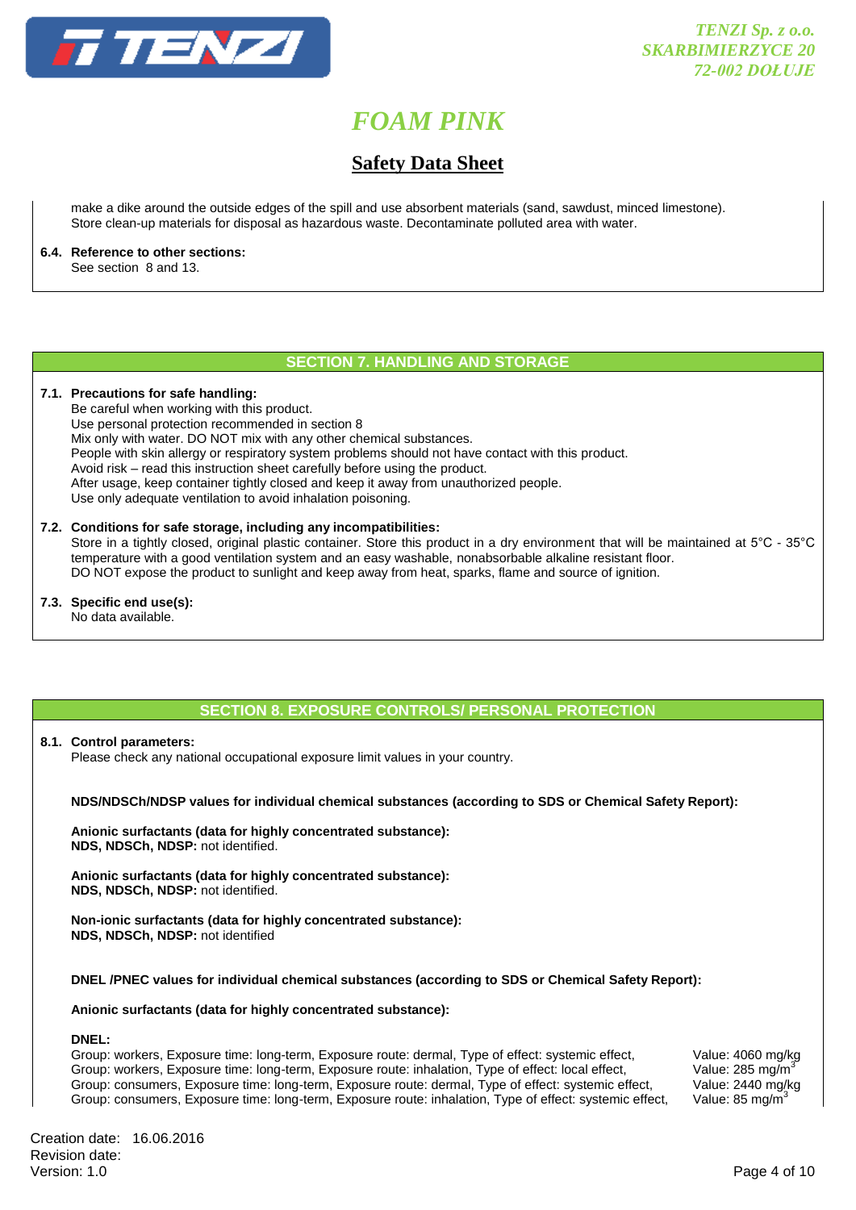make a dike around the outside edges of the spill and use absorbent materials (sand, sawdust, minced limestone). Store clean-up materials for disposal as hazardous waste. Decontaminate polluted area with water.

**6.4. Reference to other sections:**
See section 8 and 13.

## SECTION 7. HANDLING AND STORAGE

**7.1. Precautions for safe handling:**
Be careful when working with this product.
Use personal protection recommended in section 8
Mix only with water. DO NOT mix with any other chemical substances.
People with skin allergy or respiratory system problems should not have contact with this product.
Avoid risk – read this instruction sheet carefully before using the product.
After usage, keep container tightly closed and keep it away from unauthorized people.
Use only adequate ventilation to avoid inhalation poisoning.

**7.2. Conditions for safe storage, including any incompatibilities:**
Store in a tightly closed, original plastic container. Store this product in a dry environment that will be maintained at 5°C - 35°C temperature with a good ventilation system and an easy washable, nonabsorbable alkaline resistant floor.
DO NOT expose the product to sunlight and keep away from heat, sparks, flame and source of ignition.

**7.3. Specific end use(s):**
No data available.

## SECTION 8. EXPOSURE CONTROLS/ PERSONAL PROTECTION

**8.1. Control parameters:**
Please check any national occupational exposure limit values in your country.

**NDS/NDSCh/NDSP values for individual chemical substances (according to SDS or Chemical Safety Report):**

**Anionic surfactants (data for highly concentrated substance):**
**NDS, NDSCh, NDSP:** not identified.

**Anionic surfactants (data for highly concentrated substance):**
**NDS, NDSCh, NDSP:** not identified.

**Non-ionic surfactants (data for highly concentrated substance):**
**NDS, NDSCh, NDSP:** not identified

**DNEL /PNEC values for individual chemical substances (according to SDS or Chemical Safety Report):**

**Anionic surfactants (data for highly concentrated substance):**

**DNEL:**

| | |
|---|---|
| Group: workers, Exposure time: long-term, Exposure route: dermal, Type of effect: systemic effect, | Value: 4060 mg/kg |
| Group: workers, Exposure time: long-term, Exposure route: inhalation, Type of effect: local effect, | Value: 285 mg/m$^3$ |
| Group: consumers, Exposure time: long-term, Exposure route: dermal, Type of effect: systemic effect, | Value: 2440 mg/kg |
| Group: consumers, Exposure time: long-term, Exposure route: inhalation, Type of effect: systemic effect, | Value: 85 mg/m$^3$ |

Creation date: 16.06.2016
Revision date:
Version: 1.0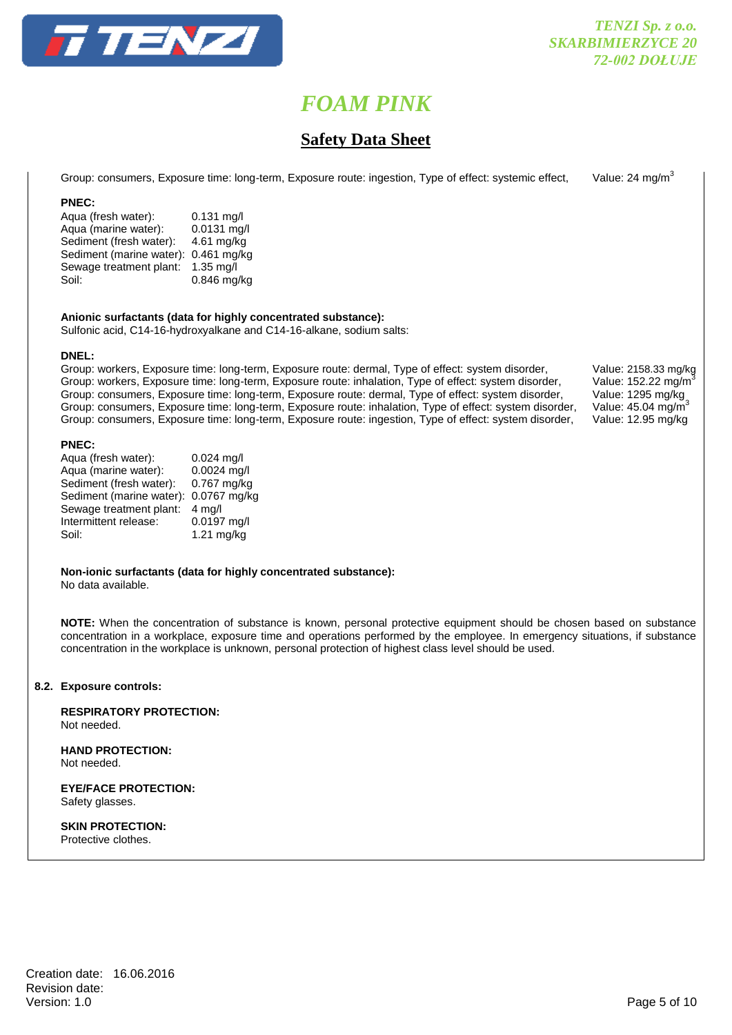Group: consumers, Exposure time: long-term, Exposure route: ingestion, Type of effect: systemic effect, Value: 24 mg/m$^3$

**PNEC:**

| | |
|---|---|
| Aqua (fresh water): | 0.131 mg/l |
| Aqua (marine water): | 0.0131 mg/l |
| Sediment (fresh water): | 4.61 mg/kg |
| Sediment (marine water): | 0.461 mg/kg |
| Sewage treatment plant: | 1.35 mg/l |
| Soil: | 0.846 mg/kg |

**Anionic surfactants (data for highly concentrated substance):**

Sulfonic acid, C14-16-hydroxyalkane and C14-16-alkane, sodium salts:

**DNEL:**

| | |
|---|---|
| Group: workers, Exposure time: long-term, Exposure route: dermal, Type of effect: system disorder, | Value: 2158.33 mg/kg |
| Group: workers, Exposure time: long-term, Exposure route: inhalation, Type of effect: system disorder, | Value: 152.22 mg/m$^3$ |
| Group: consumers, Exposure time: long-term, Exposure route: dermal, Type of effect: system disorder, | Value: 1295 mg/kg |
| Group: consumers, Exposure time: long-term, Exposure route: inhalation, Type of effect: system disorder, | Value: 45.04 mg/m$^3$ |
| Group: consumers, Exposure time: long-term, Exposure route: ingestion, Type of effect: system disorder, | Value: 12.95 mg/kg |

**PNEC:**

| | |
|---|---|
| Aqua (fresh water): | 0.024 mg/l |
| Aqua (marine water): | 0.0024 mg/l |
| Sediment (fresh water): | 0.767 mg/kg |
| Sediment (marine water): | 0.0767 mg/kg |
| Sewage treatment plant: | 4 mg/l |
| Intermittent release: | 0.0197 mg/l |
| Soil: | 1.21 mg/kg |

**Non-ionic surfactants (data for highly concentrated substance):**

No data available.

**NOTE:** When the concentration of substance is known, personal protective equipment should be chosen based on substance concentration in a workplace, exposure time and operations performed by the employee. In emergency situations, if substance concentration in the workplace is unknown, personal protection of highest class level should be used.

## 8.2. Exposure controls:

**RESPIRATORY PROTECTION:**

Not needed.

**HAND PROTECTION:**

Not needed.

**EYE/FACE PROTECTION:**

Safety glasses.

**SKIN PROTECTION:**

Protective clothes.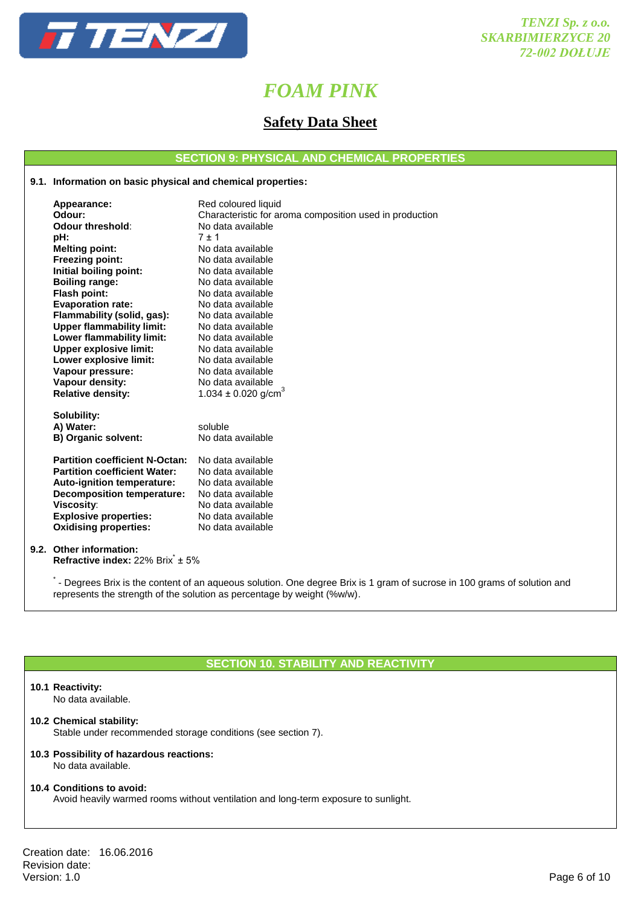# FOAM PINK

## Safety Data Sheet

### SECTION 9: PHYSICAL AND CHEMICAL PROPERTIES

**9.1. Information on basic physical and chemical properties:**

| | |
|---|---|
| **Appearance:** | Red coloured liquid |
| **Odour:** | Characteristic for aroma composition used in production |
| **Odour threshold:** | No data available |
| **pH:** | $7 \pm 1$ |
| **Melting point:** | No data available |
| **Freezing point:** | No data available |
| **Initial boiling point:** | No data available |
| **Boiling range:** | No data available |
| **Flash point:** | No data available |
| **Evaporation rate:** | No data available |
| **Flammability (solid, gas):** | No data available |
| **Upper flammability limit:** | No data available |
| **Lower flammability limit:** | No data available |
| **Upper explosive limit:** | No data available |
| **Lower explosive limit:** | No data available |
| **Vapour pressure:** | No data available |
| **Vapour density:** | No data available |
| **Relative density:** | $1.034 \pm 0.020$ g/cm$^3$ |

**Solubility:**

| | |
|---|---|
| **A) Water:** | soluble |
| **B) Organic solvent:** | No data available |

| | |
|---|---|
| **Partition coefficient N-Octan:** | No data available |
| **Partition coefficient Water:** | No data available |
| **Auto-ignition temperature:** | No data available |
| **Decomposition temperature:** | No data available |
| **Viscosity:** | No data available |
| **Explosive properties:** | No data available |
| **Oxidising properties:** | No data available |

**9.2. Other information:**

**Refractive index:** 22% Brix* ± 5%

* - Degrees Brix is the content of an aqueous solution. One degree Brix is 1 gram of sucrose in 100 grams of solution and represents the strength of the solution as percentage by weight (%w/w).

### SECTION 10. STABILITY AND REACTIVITY

**10.1 Reactivity:**

No data available.

**10.2 Chemical stability:**

Stable under recommended storage conditions (see section 7).

**10.3 Possibility of hazardous reactions:**

No data available.

**10.4 Conditions to avoid:**

Avoid heavily warmed rooms without ventilation and long-term exposure to sunlight.

Creation date: 16.06.2016
Revision date:
Version: 1.0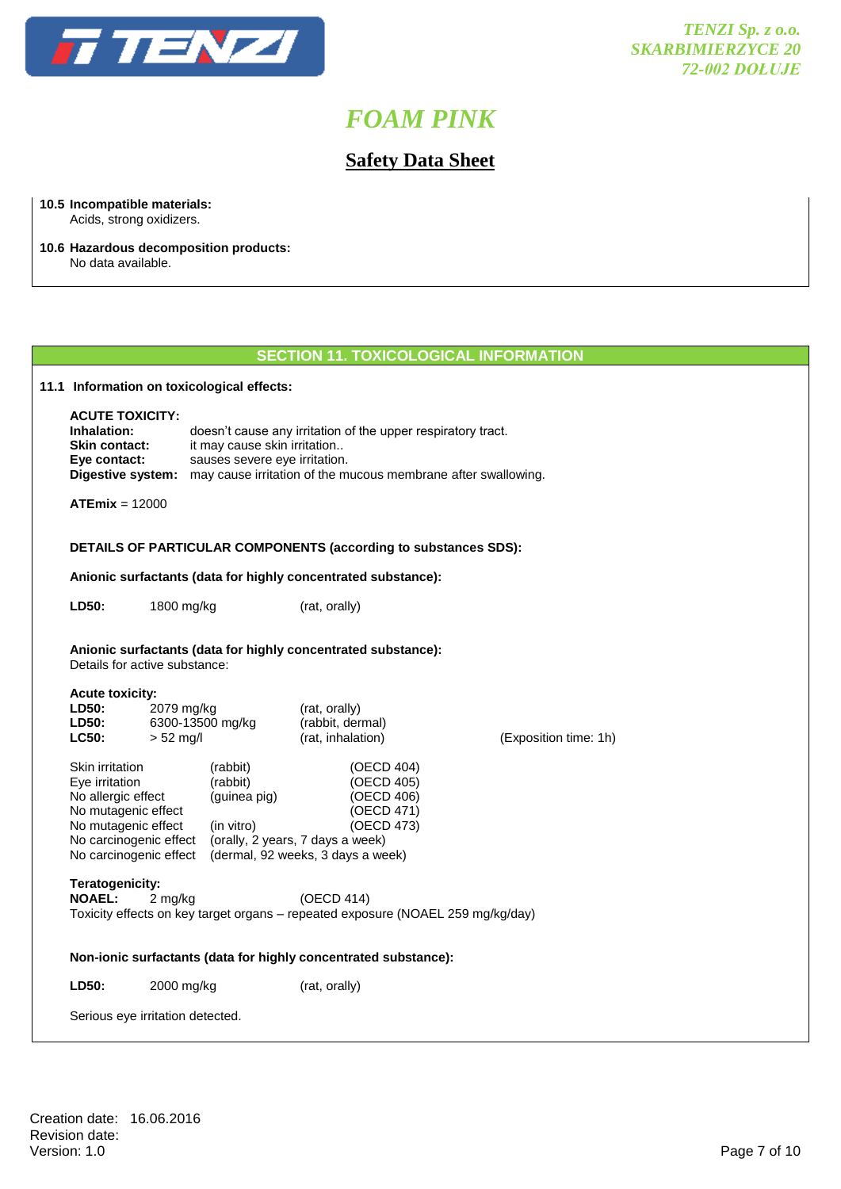**10.5 Incompatible materials:**
Acids, strong oxidizers.

**10.6 Hazardous decomposition products:**
No data available.

## SECTION 11. TOXICOLOGICAL INFORMATION

**11.1 Information on toxicological effects:**

**ACUTE TOXICITY:**

| | |
|---|---|
| **Inhalation:** | doesn't cause any irritation of the upper respiratory tract. |
| **Skin contact:** | it may cause skin irritation.. |
| **Eye contact:** | sauses severe eye irritation. |
| **Digestive system:** | may cause irritation of the mucous membrane after swallowing. |

**ATEmix** = 12000

**DETAILS OF PARTICULAR COMPONENTS (according to substances SDS):**

**Anionic surfactants (data for highly concentrated substance):**

| | | |
|---|---|---|
| **LD50:** | 1800 mg/kg | (rat, orally) |

**Anionic surfactants (data for highly concentrated substance):**
Details for active substance:

**Acute toxicity:**

| | | | |
|---|---|---|---|
| **LD50:** | 2079 mg/kg | (rat, orally) | |
| **LD50:** | 6300-13500 mg/kg | (rabbit, dermal) | |
| **LC50:** | > 52 mg/l | (rat, inhalation) | (Exposition time: 1h) |

| | | |
|---|---|---|
| Skin irritation | (rabbit) | (OECD 404) |
| Eye irritation | (rabbit) | (OECD 405) |
| No allergic effect | (guinea pig) | (OECD 406) |
| No mutagenic effect | | (OECD 471) |
| No mutagenic effect | (in vitro) | (OECD 473) |
| No carcinogenic effect | (orally, 2 years, 7 days a week) | |
| No carcinogenic effect | (dermal, 92 weeks, 3 days a week) | |

**Teratogenicity:**

| | | |
|---|---|---|
| **NOAEL:** | 2 mg/kg | (OECD 414) |

Toxicity effects on key target organs – repeated exposure (NOAEL 259 mg/kg/day)

**Non-ionic surfactants (data for highly concentrated substance):**

| | | |
|---|---|---|
| **LD50:** | 2000 mg/kg | (rat, orally) |

Serious eye irritation detected.

Creation date: 16.06.2016
Revision date:
Version: 1.0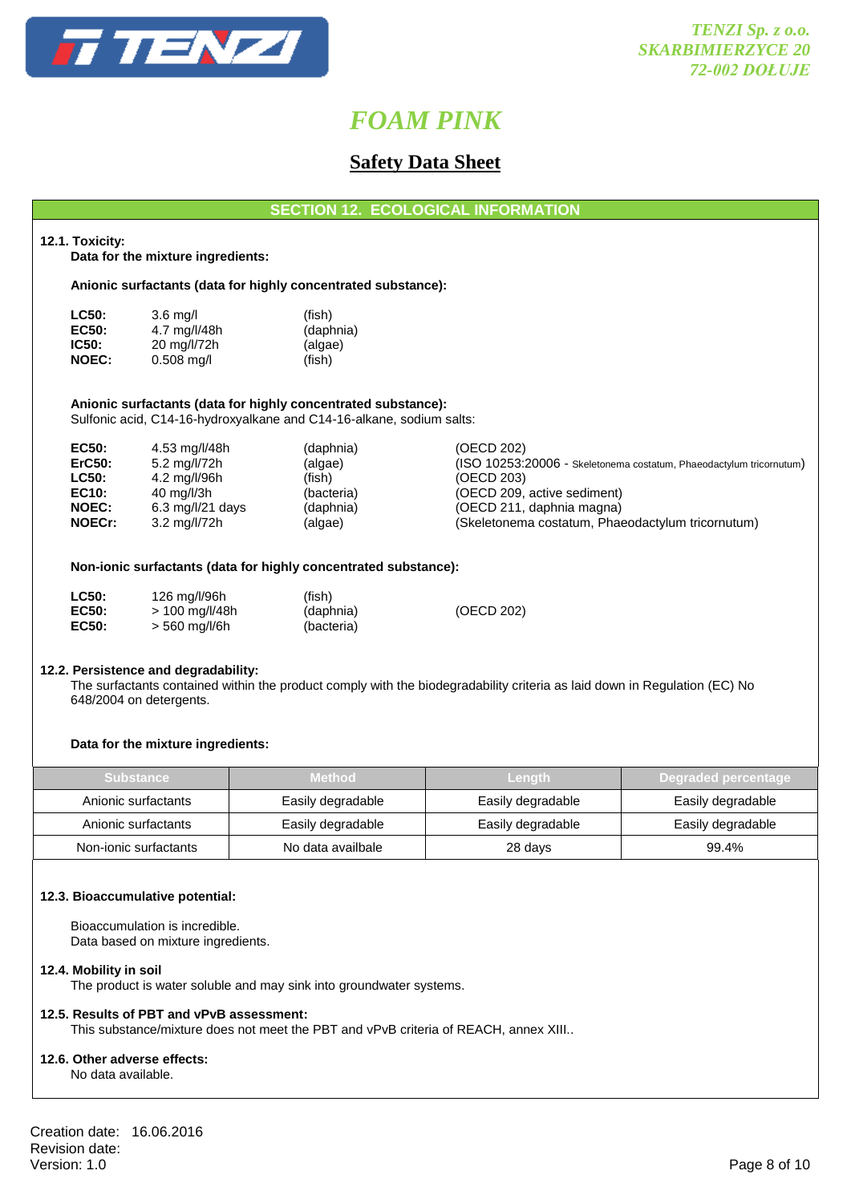# FOAM PINK

## Safety Data Sheet

### SECTION 12. ECOLOGICAL INFORMATION

**12.1. Toxicity:**

**Data for the mixture ingredients:**

**Anionic surfactants (data for highly concentrated substance):**

| | | |
|---|---|---|
| **LC50:** | 3.6 mg/l | (fish) |
| **EC50:** | 4.7 mg/l/48h | (daphnia) |
| **IC50:** | 20 mg/l/72h | (algae) |
| **NOEC:** | 0.508 mg/l | (fish) |

**Anionic surfactants (data for highly concentrated substance):**

Sulfonic acid, C14-16-hydroxyalkane and C14-16-alkane, sodium salts:

| | | | |
|---|---|---|---|
| **EC50:** | 4.53 mg/l/48h | (daphnia) | (OECD 202) |
| **ErC50:** | 5.2 mg/l/72h | (algae) | (ISO 10253:20006 - Skeletonema costatum, Phaeodactylum tricornutum) |
| **LC50:** | 4.2 mg/l/96h | (fish) | (OECD 203) |
| **EC10:** | 40 mg/l/3h | (bacteria) | (OECD 209, active sediment) |
| **NOEC:** | 6.3 mg/l/21 days | (daphnia) | (OECD 211, daphnia magna) |
| **NOECr:** | 3.2 mg/l/72h | (algae) | (Skeletonema costatum, Phaeodactylum tricornutum) |

**Non-ionic surfactants (data for highly concentrated substance):**

| | | | |
|---|---|---|---|
| **LC50:** | 126 mg/l/96h | (fish) | |
| **EC50:** | > 100 mg/l/48h | (daphnia) | (OECD 202) |
| **EC50:** | > 560 mg/l/6h | (bacteria) | |

**12.2. Persistence and degradability:**

The surfactants contained within the product comply with the biodegradability criteria as laid down in Regulation (EC) No 648/2004 on detergents.

**Data for the mixture ingredients:**

| Substance | Method | Length | Degraded percentage |
|---|---|---|---|
| Anionic surfactants | Easily degradable | Easily degradable | Easily degradable |
| Anionic surfactants | Easily degradable | Easily degradable | Easily degradable |
| Non-ionic surfactants | No data availbale | 28 days | 99.4% |

**12.3. Bioaccumulative potential:**

Bioaccumulation is incredible.
Data based on mixture ingredients.

**12.4. Mobility in soil**

The product is water soluble and may sink into groundwater systems.

**12.5. Results of PBT and vPvB assessment:**

This substance/mixture does not meet the PBT and vPvB criteria of REACH, annex XIII..

**12.6. Other adverse effects:**

No data available.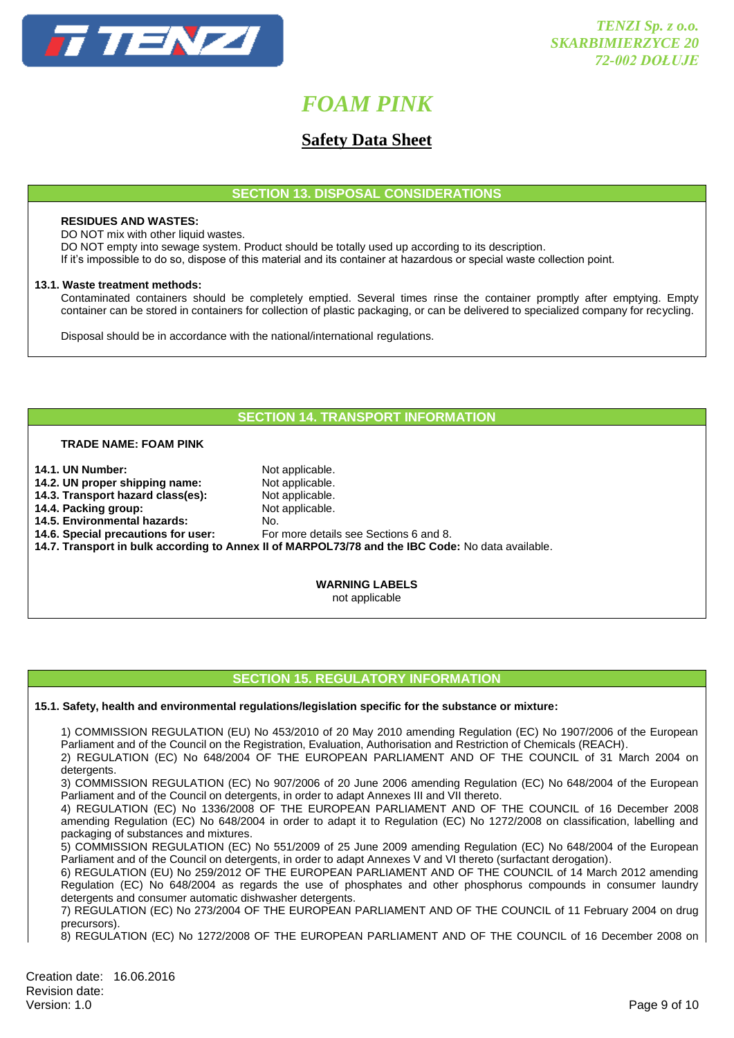## SECTION 13. DISPOSAL CONSIDERATIONS

**RESIDUES AND WASTES:**

DO NOT mix with other liquid wastes.
DO NOT empty into sewage system. Product should be totally used up according to its description.
If it's impossible to do so, dispose of this material and its container at hazardous or special waste collection point.

**13.1. Waste treatment methods:**

Contaminated containers should be completely emptied. Several times rinse the container promptly after emptying. Empty container can be stored in containers for collection of plastic packaging, or can be delivered to specialized company for recycling.

Disposal should be in accordance with the national/international regulations.

## SECTION 14. TRANSPORT INFORMATION

**TRADE NAME: FOAM PINK**

**14.1. UN Number:** Not applicable.
**14.2. UN proper shipping name:** Not applicable.
**14.3. Transport hazard class(es):** Not applicable.
**14.4. Packing group:** Not applicable.
**14.5. Environmental hazards:** No.
**14.6. Special precautions for user:** For more details see Sections 6 and 8.
**14.7. Transport in bulk according to Annex II of MARPOL73/78 and the IBC Code:** No data available.

**WARNING LABELS**
not applicable

## SECTION 15. REGULATORY INFORMATION

**15.1. Safety, health and environmental regulations/legislation specific for the substance or mixture:**

1) COMMISSION REGULATION (EU) No 453/2010 of 20 May 2010 amending Regulation (EC) No 1907/2006 of the European Parliament and of the Council on the Registration, Evaluation, Authorisation and Restriction of Chemicals (REACH).
2) REGULATION (EC) No 648/2004 OF THE EUROPEAN PARLIAMENT AND OF THE COUNCIL of 31 March 2004 on detergents.
3) COMMISSION REGULATION (EC) No 907/2006 of 20 June 2006 amending Regulation (EC) No 648/2004 of the European Parliament and of the Council on detergents, in order to adapt Annexes III and VII thereto.
4) REGULATION (EC) No 1336/2008 OF THE EUROPEAN PARLIAMENT AND OF THE COUNCIL of 16 December 2008 amending Regulation (EC) No 648/2004 in order to adapt it to Regulation (EC) No 1272/2008 on classification, labelling and packaging of substances and mixtures.
5) COMMISSION REGULATION (EC) No 551/2009 of 25 June 2009 amending Regulation (EC) No 648/2004 of the European Parliament and of the Council on detergents, in order to adapt Annexes V and VI thereto (surfactant derogation).
6) REGULATION (EU) No 259/2012 OF THE EUROPEAN PARLIAMENT AND OF THE COUNCIL of 14 March 2012 amending Regulation (EC) No 648/2004 as regards the use of phosphates and other phosphorus compounds in consumer laundry detergents and consumer automatic dishwasher detergents.
7) REGULATION (EC) No 273/2004 OF THE EUROPEAN PARLIAMENT AND OF THE COUNCIL of 11 February 2004 on drug precursors).
8) REGULATION (EC) No 1272/2008 OF THE EUROPEAN PARLIAMENT AND OF THE COUNCIL of 16 December 2008 on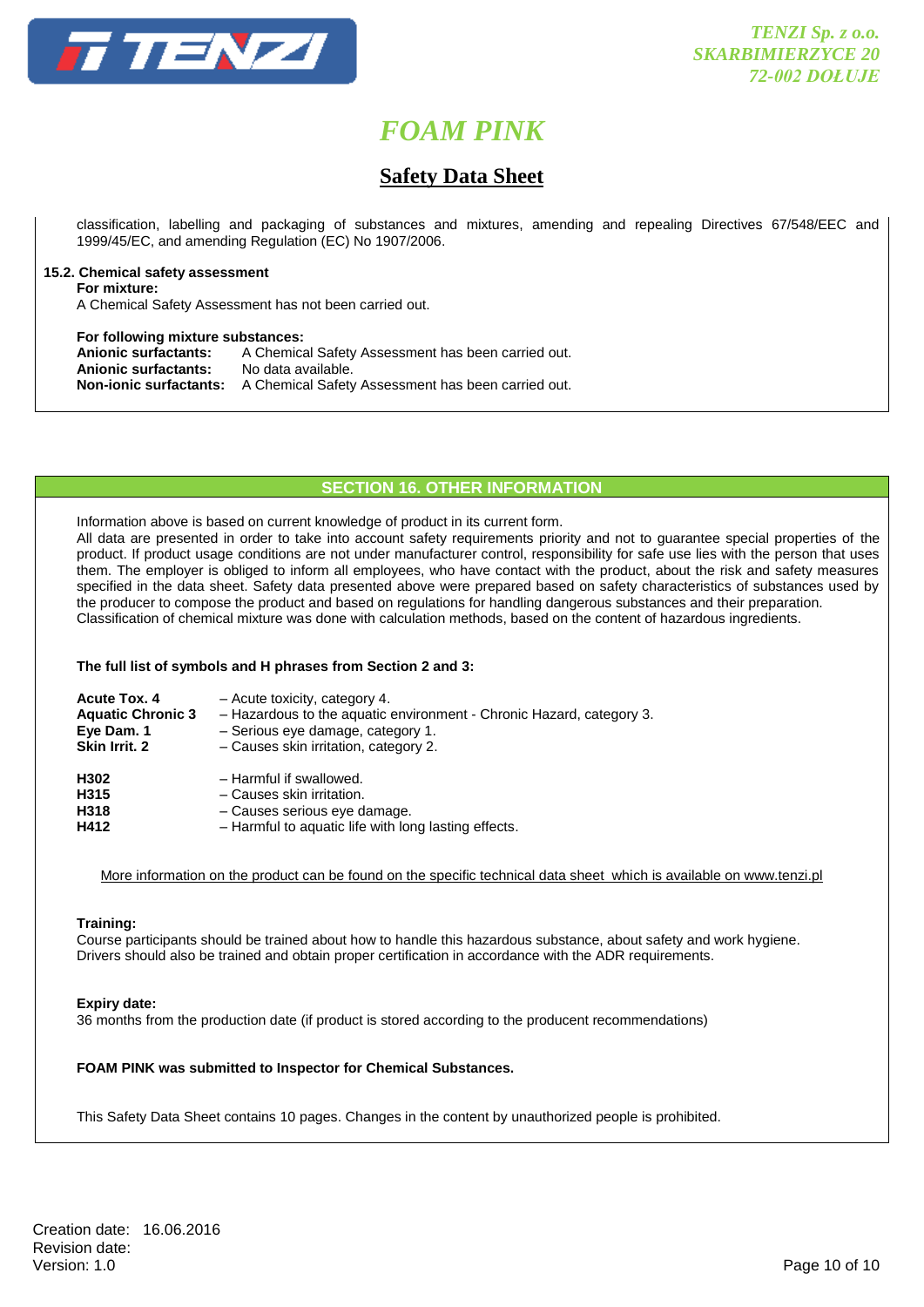classification, labelling and packaging of substances and mixtures, amending and repealing Directives 67/548/EEC and 1999/45/EC, and amending Regulation (EC) No 1907/2006.

### 15.2. Chemical safety assessment

**For mixture:**
A Chemical Safety Assessment has not been carried out.

**For following mixture substances:**

| | |
|---|---|
| **Anionic surfactants:** | A Chemical Safety Assessment has been carried out. |
| **Anionic surfactants:** | No data available. |
| **Non-ionic surfactants:** | A Chemical Safety Assessment has been carried out. |

## SECTION 16. OTHER INFORMATION

Information above is based on current knowledge of product in its current form.
All data are presented in order to take into account safety requirements priority and not to guarantee special properties of the product. If product usage conditions are not under manufacturer control, responsibility for safe use lies with the person that uses them. The employer is obliged to inform all employees, who have contact with the product, about the risk and safety measures specified in the data sheet. Safety data presented above were prepared based on safety characteristics of substances used by the producer to compose the product and based on regulations for handling dangerous substances and their preparation.
Classification of chemical mixture was done with calculation methods, based on the content of hazardous ingredients.

**The full list of symbols and H phrases from Section 2 and 3:**

| | |
|---|---|
| **Acute Tox. 4** | – Acute toxicity, category 4. |
| **Aquatic Chronic 3** | – Hazardous to the aquatic environment - Chronic Hazard, category 3. |
| **Eye Dam. 1** | – Serious eye damage, category 1. |
| **Skin Irrit. 2** | – Causes skin irritation, category 2. |

| | |
|---|---|
| **H302** | – Harmful if swallowed. |
| **H315** | – Causes skin irritation. |
| **H318** | – Causes serious eye damage. |
| **H412** | – Harmful to aquatic life with long lasting effects. |

More information on the product can be found on the specific technical data sheet which is available on www.tenzi.pl

**Training:**
Course participants should be trained about how to handle this hazardous substance, about safety and work hygiene.
Drivers should also be trained and obtain proper certification in accordance with the ADR requirements.

**Expiry date:**
36 months from the production date (if product is stored according to the producent recommendations)

**FOAM PINK was submitted to Inspector for Chemical Substances.**

This Safety Data Sheet contains 10 pages. Changes in the content by unauthorized people is prohibited.